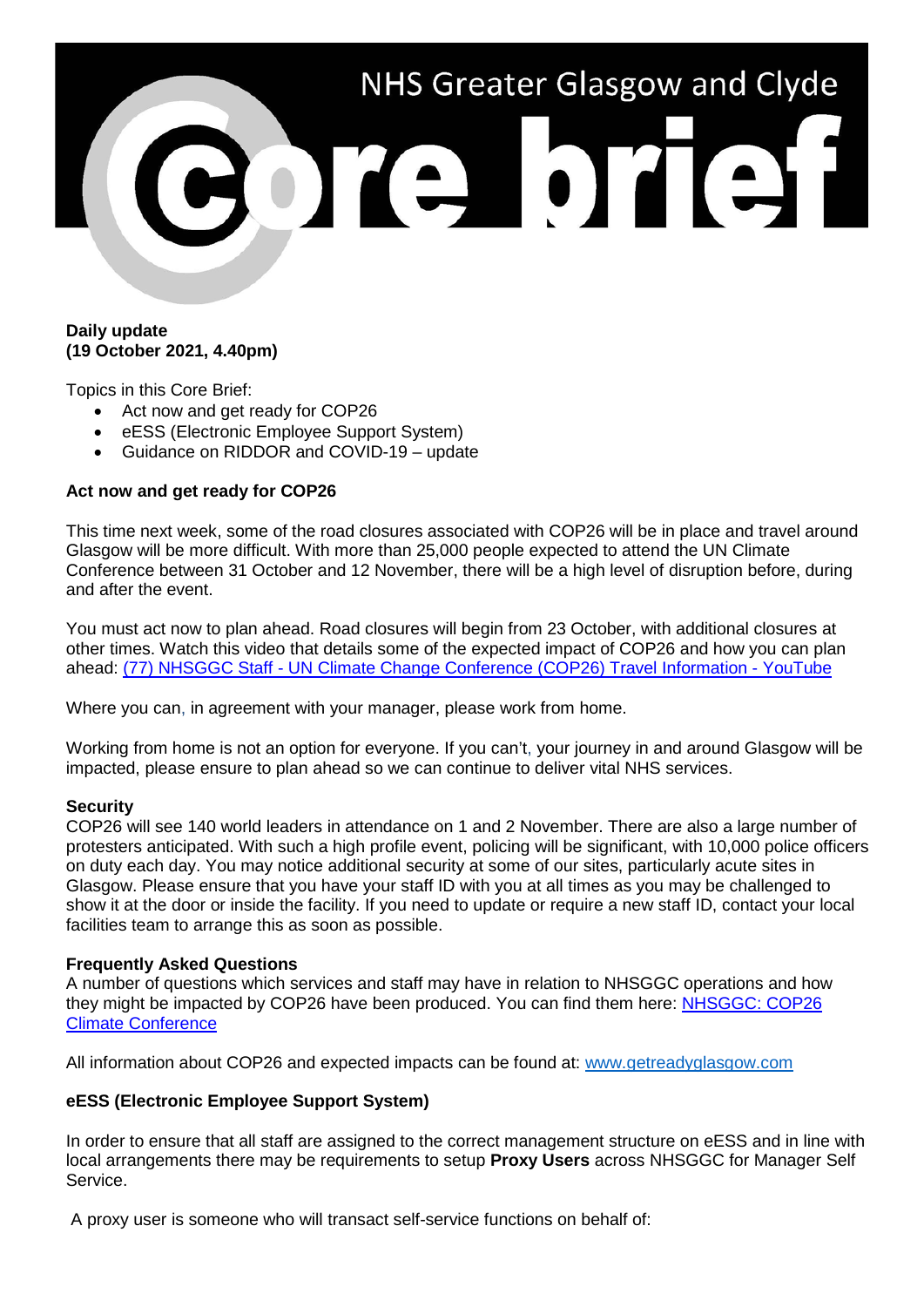# NHS Greater Glasgow and Clyde Core brief

**Daily update**
**(19 October 2021, 4.40pm)**

Topics in this Core Brief:

- Act now and get ready for COP26
- eESS (Electronic Employee Support System)
- Guidance on RIDDOR and COVID-19 – update

**Act now and get ready for COP26**

This time next week, some of the road closures associated with COP26 will be in place and travel around Glasgow will be more difficult. With more than 25,000 people expected to attend the UN Climate Conference between 31 October and 12 November, there will be a high level of disruption before, during and after the event.

You must act now to plan ahead. Road closures will begin from 23 October, with additional closures at other times. Watch this video that details some of the expected impact of COP26 and how you can plan ahead: [(77) NHSGGC Staff - UN Climate Change Conference (COP26) Travel Information - YouTube]

Where you can, in agreement with your manager, please work from home.

Working from home is not an option for everyone. If you can't, your journey in and around Glasgow will be impacted, please ensure to plan ahead so we can continue to deliver vital NHS services.

**Security**
COP26 will see 140 world leaders in attendance on 1 and 2 November. There are also a large number of protesters anticipated. With such a high profile event, policing will be significant, with 10,000 police officers on duty each day. You may notice additional security at some of our sites, particularly acute sites in Glasgow. Please ensure that you have your staff ID with you at all times as you may be challenged to show it at the door or inside the facility. If you need to update or require a new staff ID, contact your local facilities team to arrange this as soon as possible.

**Frequently Asked Questions**
A number of questions which services and staff may have in relation to NHSGGC operations and how they might be impacted by COP26 have been produced. You can find them here: [NHSGGC: COP26 Climate Conference]

All information about COP26 and expected impacts can be found at: [www.getreadyglasgow.com]

**eESS (Electronic Employee Support System)**

In order to ensure that all staff are assigned to the correct management structure on eESS and in line with local arrangements there may be requirements to setup **Proxy Users** across NHSGGC for Manager Self Service.

A proxy user is someone who will transact self-service functions on behalf of: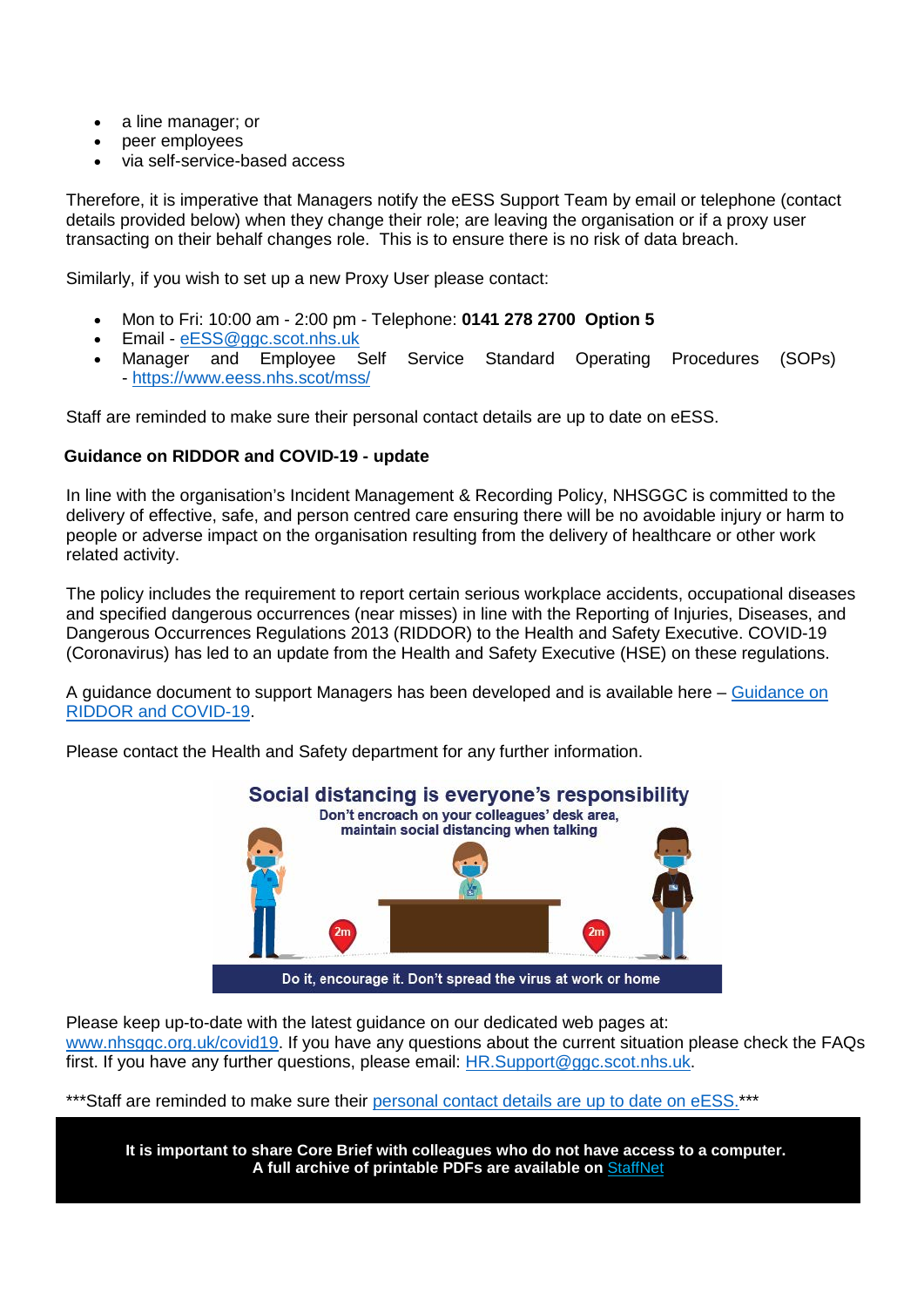- a line manager; or
- peer employees
- via self-service-based access

Therefore, it is imperative that Managers notify the eESS Support Team by email or telephone (contact details provided below) when they change their role; are leaving the organisation or if a proxy user transacting on their behalf changes role. This is to ensure there is no risk of data breach.

Similarly, if you wish to set up a new Proxy User please contact:

- Mon to Fri: 10:00 am - 2:00 pm - Telephone: **0141 278 2700 Option 5**
- Email - eESS@ggc.scot.nhs.uk
- Manager and Employee Self Service Standard Operating Procedures (SOPs) - https://www.eess.nhs.scot/mss/

Staff are reminded to make sure their personal contact details are up to date on eESS.

**Guidance on RIDDOR and COVID-19 - update**

In line with the organisation's Incident Management & Recording Policy, NHSGGC is committed to the delivery of effective, safe, and person centred care ensuring there will be no avoidable injury or harm to people or adverse impact on the organisation resulting from the delivery of healthcare or other work related activity.

The policy includes the requirement to report certain serious workplace accidents, occupational diseases and specified dangerous occurrences (near misses) in line with the Reporting of Injuries, Diseases, and Dangerous Occurrences Regulations 2013 (RIDDOR) to the Health and Safety Executive. COVID-19 (Coronavirus) has led to an update from the Health and Safety Executive (HSE) on these regulations.

A guidance document to support Managers has been developed and is available here – Guidance on RIDDOR and COVID-19.

Please contact the Health and Safety department for any further information.

Social distancing is everyone's responsibility
Don't encroach on your colleagues' desk area, maintain social distancing when talking
2m
2m
Do it, encourage it. Don't spread the virus at work or home

Please keep up-to-date with the latest guidance on our dedicated web pages at: www.nhsggc.org.uk/covid19. If you have any questions about the current situation please check the FAQs first. If you have any further questions, please email: HR.Support@ggc.scot.nhs.uk.

***Staff are reminded to make sure their personal contact details are up to date on eESS.***

**It is important to share Core Brief with colleagues who do not have access to a computer. A full archive of printable PDFs are available on StaffNet**